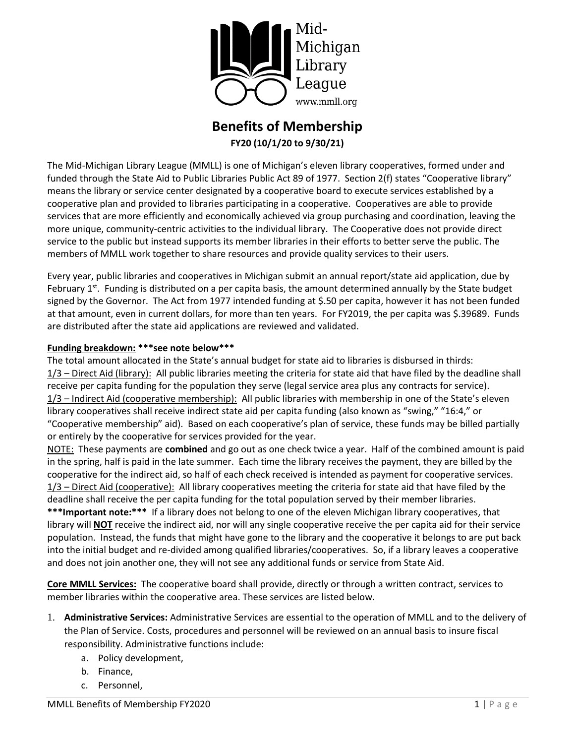Mid-Michigan Library League
www.mmll.org

# Benefits of Membership

**FY20 (10/1/20 to 9/30/21)**

The Mid-Michigan Library League (MMLL) is one of Michigan's eleven library cooperatives, formed under and funded through the State Aid to Public Libraries Public Act 89 of 1977. Section 2(f) states "Cooperative library" means the library or service center designated by a cooperative board to execute services established by a cooperative plan and provided to libraries participating in a cooperative. Cooperatives are able to provide services that are more efficiently and economically achieved via group purchasing and coordination, leaving the more unique, community-centric activities to the individual library. The Cooperative does not provide direct service to the public but instead supports its member libraries in their efforts to better serve the public. The members of MMLL work together to share resources and provide quality services to their users.

Every year, public libraries and cooperatives in Michigan submit an annual report/state aid application, due by February 1st. Funding is distributed on a per capita basis, the amount determined annually by the State budget signed by the Governor. The Act from 1977 intended funding at $.50 per capita, however it has not been funded at that amount, even in current dollars, for more than ten years. For FY2019, the per capita was $.39689. Funds are distributed after the state aid applications are reviewed and validated.

**Funding breakdown: \*\*\*see note below\*\*\***

The total amount allocated in the State's annual budget for state aid to libraries is disbursed in thirds:

1/3 – Direct Aid (library): All public libraries meeting the criteria for state aid that have filed by the deadline shall receive per capita funding for the population they serve (legal service area plus any contracts for service).

1/3 – Indirect Aid (cooperative membership): All public libraries with membership in one of the State's eleven library cooperatives shall receive indirect state aid per capita funding (also known as "swing," "16:4," or "Cooperative membership" aid). Based on each cooperative's plan of service, these funds may be billed partially or entirely by the cooperative for services provided for the year.

NOTE: These payments are **combined** and go out as one check twice a year. Half of the combined amount is paid in the spring, half is paid in the late summer. Each time the library receives the payment, they are billed by the cooperative for the indirect aid, so half of each check received is intended as payment for cooperative services.

1/3 – Direct Aid (cooperative): All library cooperatives meeting the criteria for state aid that have filed by the deadline shall receive the per capita funding for the total population served by their member libraries.

**\*\*\*Important note:\*\*\*** If a library does not belong to one of the eleven Michigan library cooperatives, that library will **NOT** receive the indirect aid, nor will any single cooperative receive the per capita aid for their service population. Instead, the funds that might have gone to the library and the cooperative it belongs to are put back into the initial budget and re-divided among qualified libraries/cooperatives. So, if a library leaves a cooperative and does not join another one, they will not see any additional funds or service from State Aid.

**Core MMLL Services:** The cooperative board shall provide, directly or through a written contract, services to member libraries within the cooperative area. These services are listed below.

1. **Administrative Services:** Administrative Services are essential to the operation of MMLL and to the delivery of the Plan of Service. Costs, procedures and personnel will be reviewed on an annual basis to insure fiscal responsibility. Administrative functions include:
    a. Policy development,
    b. Finance,
    c. Personnel,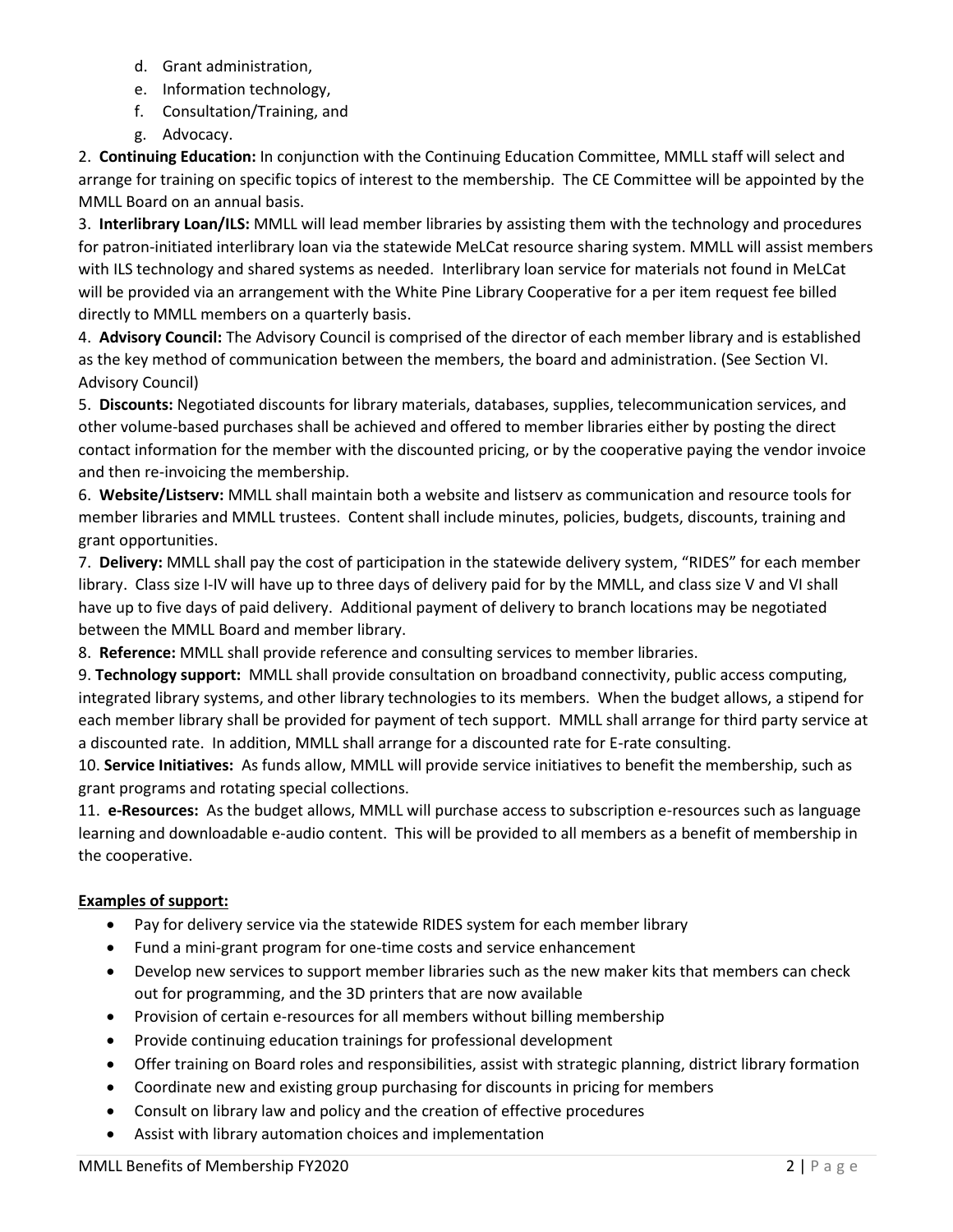d. Grant administration,
e. Information technology,
f. Consultation/Training, and
g. Advocacy.

2. **Continuing Education:** In conjunction with the Continuing Education Committee, MMLL staff will select and arrange for training on specific topics of interest to the membership. The CE Committee will be appointed by the MMLL Board on an annual basis.

3. **Interlibrary Loan/ILS:** MMLL will lead member libraries by assisting them with the technology and procedures for patron-initiated interlibrary loan via the statewide MeLCat resource sharing system. MMLL will assist members with ILS technology and shared systems as needed. Interlibrary loan service for materials not found in MeLCat will be provided via an arrangement with the White Pine Library Cooperative for a per item request fee billed directly to MMLL members on a quarterly basis.

4. **Advisory Council:** The Advisory Council is comprised of the director of each member library and is established as the key method of communication between the members, the board and administration. (See Section VI. Advisory Council)

5. **Discounts:** Negotiated discounts for library materials, databases, supplies, telecommunication services, and other volume-based purchases shall be achieved and offered to member libraries either by posting the direct contact information for the member with the discounted pricing, or by the cooperative paying the vendor invoice and then re-invoicing the membership.

6. **Website/Listserv:** MMLL shall maintain both a website and listserv as communication and resource tools for member libraries and MMLL trustees. Content shall include minutes, policies, budgets, discounts, training and grant opportunities.

7. **Delivery:** MMLL shall pay the cost of participation in the statewide delivery system, "RIDES" for each member library. Class size I-IV will have up to three days of delivery paid for by the MMLL, and class size V and VI shall have up to five days of paid delivery. Additional payment of delivery to branch locations may be negotiated between the MMLL Board and member library.

8. **Reference:** MMLL shall provide reference and consulting services to member libraries.

9. **Technology support:** MMLL shall provide consultation on broadband connectivity, public access computing, integrated library systems, and other library technologies to its members. When the budget allows, a stipend for each member library shall be provided for payment of tech support. MMLL shall arrange for third party service at a discounted rate. In addition, MMLL shall arrange for a discounted rate for E-rate consulting.

10. **Service Initiatives:** As funds allow, MMLL will provide service initiatives to benefit the membership, such as grant programs and rotating special collections.

11. **e-Resources:** As the budget allows, MMLL will purchase access to subscription e-resources such as language learning and downloadable e-audio content. This will be provided to all members as a benefit of membership in the cooperative.

**Examples of support:**

- Pay for delivery service via the statewide RIDES system for each member library
- Fund a mini-grant program for one-time costs and service enhancement
- Develop new services to support member libraries such as the new maker kits that members can check out for programming, and the 3D printers that are now available
- Provision of certain e-resources for all members without billing membership
- Provide continuing education trainings for professional development
- Offer training on Board roles and responsibilities, assist with strategic planning, district library formation
- Coordinate new and existing group purchasing for discounts in pricing for members
- Consult on library law and policy and the creation of effective procedures
- Assist with library automation choices and implementation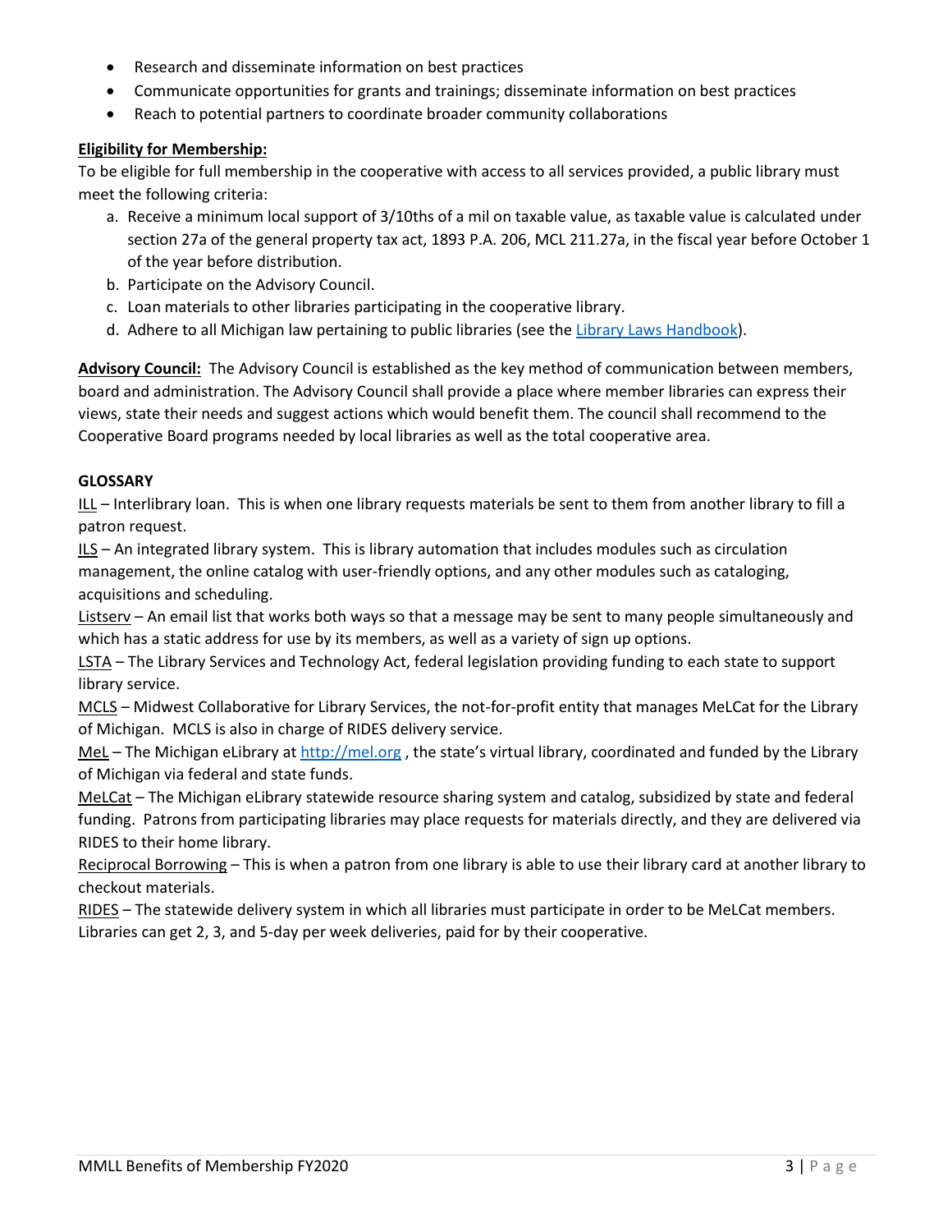- Research and disseminate information on best practices
- Communicate opportunities for grants and trainings; disseminate information on best practices
- Reach to potential partners to coordinate broader community collaborations

**Eligibility for Membership:**

To be eligible for full membership in the cooperative with access to all services provided, a public library must meet the following criteria:

a. Receive a minimum local support of 3/10ths of a mil on taxable value, as taxable value is calculated under section 27a of the general property tax act, 1893 P.A. 206, MCL 211.27a, in the fiscal year before October 1 of the year before distribution.
b. Participate on the Advisory Council.
c. Loan materials to other libraries participating in the cooperative library.
d. Adhere to all Michigan law pertaining to public libraries (see the Library Laws Handbook).

**Advisory Council:** The Advisory Council is established as the key method of communication between members, board and administration. The Advisory Council shall provide a place where member libraries can express their views, state their needs and suggest actions which would benefit them. The council shall recommend to the Cooperative Board programs needed by local libraries as well as the total cooperative area.

**GLOSSARY**

ILL – Interlibrary loan. This is when one library requests materials be sent to them from another library to fill a patron request.

ILS – An integrated library system. This is library automation that includes modules such as circulation management, the online catalog with user-friendly options, and any other modules such as cataloging, acquisitions and scheduling.

Listserv – An email list that works both ways so that a message may be sent to many people simultaneously and which has a static address for use by its members, as well as a variety of sign up options.

LSTA – The Library Services and Technology Act, federal legislation providing funding to each state to support library service.

MCLS – Midwest Collaborative for Library Services, the not-for-profit entity that manages MeLCat for the Library of Michigan. MCLS is also in charge of RIDES delivery service.

MeL – The Michigan eLibrary at http://mel.org , the state's virtual library, coordinated and funded by the Library of Michigan via federal and state funds.

MeLCat – The Michigan eLibrary statewide resource sharing system and catalog, subsidized by state and federal funding. Patrons from participating libraries may place requests for materials directly, and they are delivered via RIDES to their home library.

Reciprocal Borrowing – This is when a patron from one library is able to use their library card at another library to checkout materials.

RIDES – The statewide delivery system in which all libraries must participate in order to be MeLCat members. Libraries can get 2, 3, and 5-day per week deliveries, paid for by their cooperative.